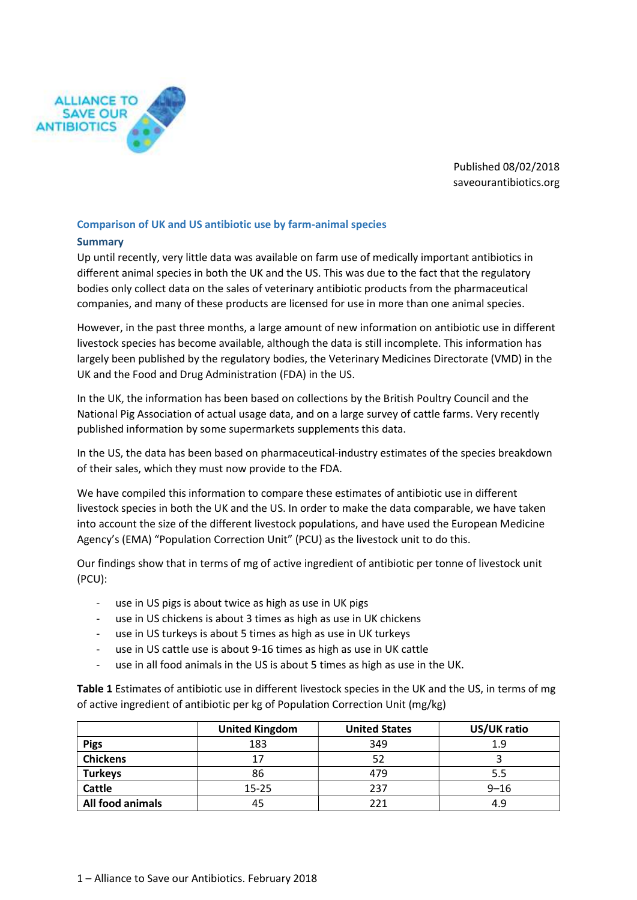ALLIANCE TO SAVE OUR ANTIBIOTICS

Published 08/02/2018
saveourantibiotics.org

## Comparison of UK and US antibiotic use by farm-animal species

### Summary

Up until recently, very little data was available on farm use of medically important antibiotics in different animal species in both the UK and the US. This was due to the fact that the regulatory bodies only collect data on the sales of veterinary antibiotic products from the pharmaceutical companies, and many of these products are licensed for use in more than one animal species.

However, in the past three months, a large amount of new information on antibiotic use in different livestock species has become available, although the data is still incomplete. This information has largely been published by the regulatory bodies, the Veterinary Medicines Directorate (VMD) in the UK and the Food and Drug Administration (FDA) in the US.

In the UK, the information has been based on collections by the British Poultry Council and the National Pig Association of actual usage data, and on a large survey of cattle farms. Very recently published information by some supermarkets supplements this data.

In the US, the data has been based on pharmaceutical-industry estimates of the species breakdown of their sales, which they must now provide to the FDA.

We have compiled this information to compare these estimates of antibiotic use in different livestock species in both the UK and the US. In order to make the data comparable, we have taken into account the size of the different livestock populations, and have used the European Medicine Agency's (EMA) "Population Correction Unit" (PCU) as the livestock unit to do this.

Our findings show that in terms of mg of active ingredient of antibiotic per tonne of livestock unit (PCU):

- use in US pigs is about twice as high as use in UK pigs
- use in US chickens is about 3 times as high as use in UK chickens
- use in US turkeys is about 5 times as high as use in UK turkeys
- use in US cattle use is about 9-16 times as high as use in UK cattle
- use in all food animals in the US is about 5 times as high as use in the UK.

**Table 1** Estimates of antibiotic use in different livestock species in the UK and the US, in terms of mg of active ingredient of antibiotic per kg of Population Correction Unit (mg/kg)

| | United Kingdom | United States | US/UK ratio |
|---|---|---|---|
| **Pigs** | 183 | 349 | 1.9 |
| **Chickens** | 17 | 52 | 3 |
| **Turkeys** | 86 | 479 | 5.5 |
| **Cattle** | 15-25 | 237 | 9–16 |
| **All food animals** | 45 | 221 | 4.9 |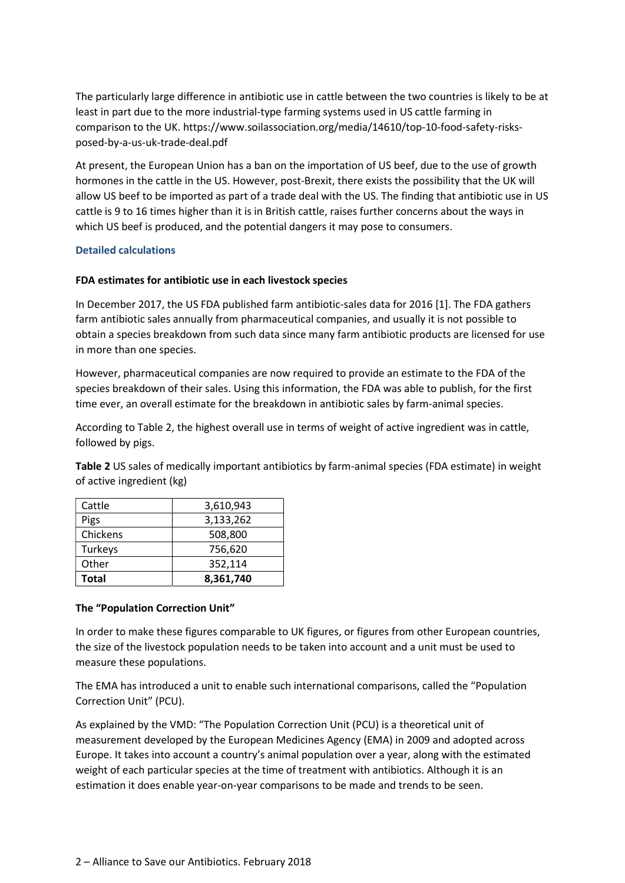The particularly large difference in antibiotic use in cattle between the two countries is likely to be at least in part due to the more industrial-type farming systems used in US cattle farming in comparison to the UK. https://www.soilassociation.org/media/14610/top-10-food-safety-risks-posed-by-a-us-uk-trade-deal.pdf

At present, the European Union has a ban on the importation of US beef, due to the use of growth hormones in the cattle in the US. However, post-Brexit, there exists the possibility that the UK will allow US beef to be imported as part of a trade deal with the US. The finding that antibiotic use in US cattle is 9 to 16 times higher than it is in British cattle, raises further concerns about the ways in which US beef is produced, and the potential dangers it may pose to consumers.

## Detailed calculations

### FDA estimates for antibiotic use in each livestock species

In December 2017, the US FDA published farm antibiotic-sales data for 2016 [1]. The FDA gathers farm antibiotic sales annually from pharmaceutical companies, and usually it is not possible to obtain a species breakdown from such data since many farm antibiotic products are licensed for use in more than one species.

However, pharmaceutical companies are now required to provide an estimate to the FDA of the species breakdown of their sales. Using this information, the FDA was able to publish, for the first time ever, an overall estimate for the breakdown in antibiotic sales by farm-animal species.

According to Table 2, the highest overall use in terms of weight of active ingredient was in cattle, followed by pigs.

**Table 2** US sales of medically important antibiotics by farm-animal species (FDA estimate) in weight of active ingredient (kg)

| | |
|---|---|
| Cattle | 3,610,943 |
| Pigs | 3,133,262 |
| Chickens | 508,800 |
| Turkeys | 756,620 |
| Other | 352,114 |
| **Total** | **8,361,740** |

### The "Population Correction Unit"

In order to make these figures comparable to UK figures, or figures from other European countries, the size of the livestock population needs to be taken into account and a unit must be used to measure these populations.

The EMA has introduced a unit to enable such international comparisons, called the "Population Correction Unit" (PCU).

As explained by the VMD: "The Population Correction Unit (PCU) is a theoretical unit of measurement developed by the European Medicines Agency (EMA) in 2009 and adopted across Europe. It takes into account a country's animal population over a year, along with the estimated weight of each particular species at the time of treatment with antibiotics. Although it is an estimation it does enable year-on-year comparisons to be made and trends to be seen.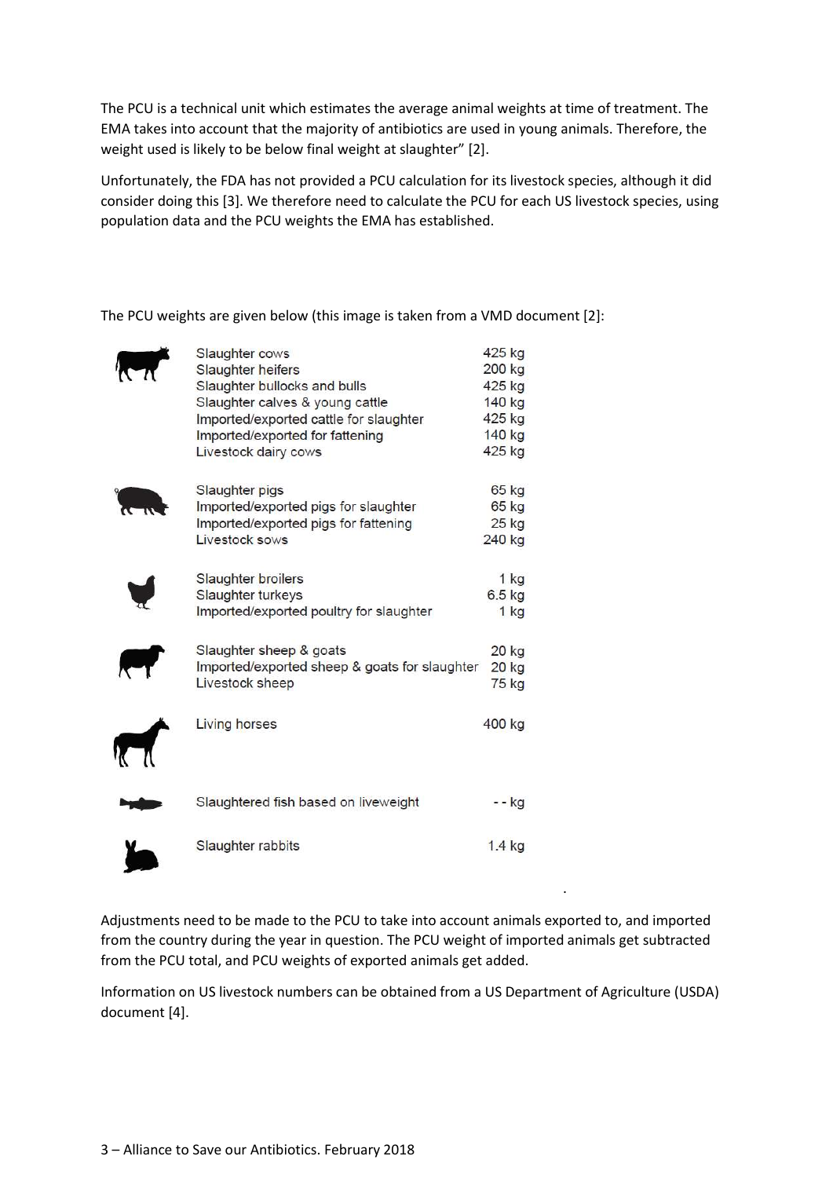The PCU is a technical unit which estimates the average animal weights at time of treatment. The EMA takes into account that the majority of antibiotics are used in young animals. Therefore, the weight used is likely to be below final weight at slaughter" [2].

Unfortunately, the FDA has not provided a PCU calculation for its livestock species, although it did consider doing this [3]. We therefore need to calculate the PCU for each US livestock species, using population data and the PCU weights the EMA has established.

The PCU weights are given below (this image is taken from a VMD document [2]:

| Category | Weight |
|---|---|
| Slaughter cows | 425 kg |
| Slaughter heifers | 200 kg |
| Slaughter bullocks and bulls | 425 kg |
| Slaughter calves & young cattle | 140 kg |
| Imported/exported cattle for slaughter | 425 kg |
| Imported/exported for fattening | 140 kg |
| Livestock dairy cows | 425 kg |
| Slaughter pigs | 65 kg |
| Imported/exported pigs for slaughter | 65 kg |
| Imported/exported pigs for fattening | 25 kg |
| Livestock sows | 240 kg |
| Slaughter broilers | 1 kg |
| Slaughter turkeys | 6.5 kg |
| Imported/exported poultry for slaughter | 1 kg |
| Slaughter sheep & goats | 20 kg |
| Imported/exported sheep & goats for slaughter | 20 kg |
| Livestock sheep | 75 kg |
| Living horses | 400 kg |
| Slaughtered fish based on liveweight | - - kg |
| Slaughter rabbits | 1.4 kg |

Adjustments need to be made to the PCU to take into account animals exported to, and imported from the country during the year in question. The PCU weight of imported animals get subtracted from the PCU total, and PCU weights of exported animals get added.

Information on US livestock numbers can be obtained from a US Department of Agriculture (USDA) document [4].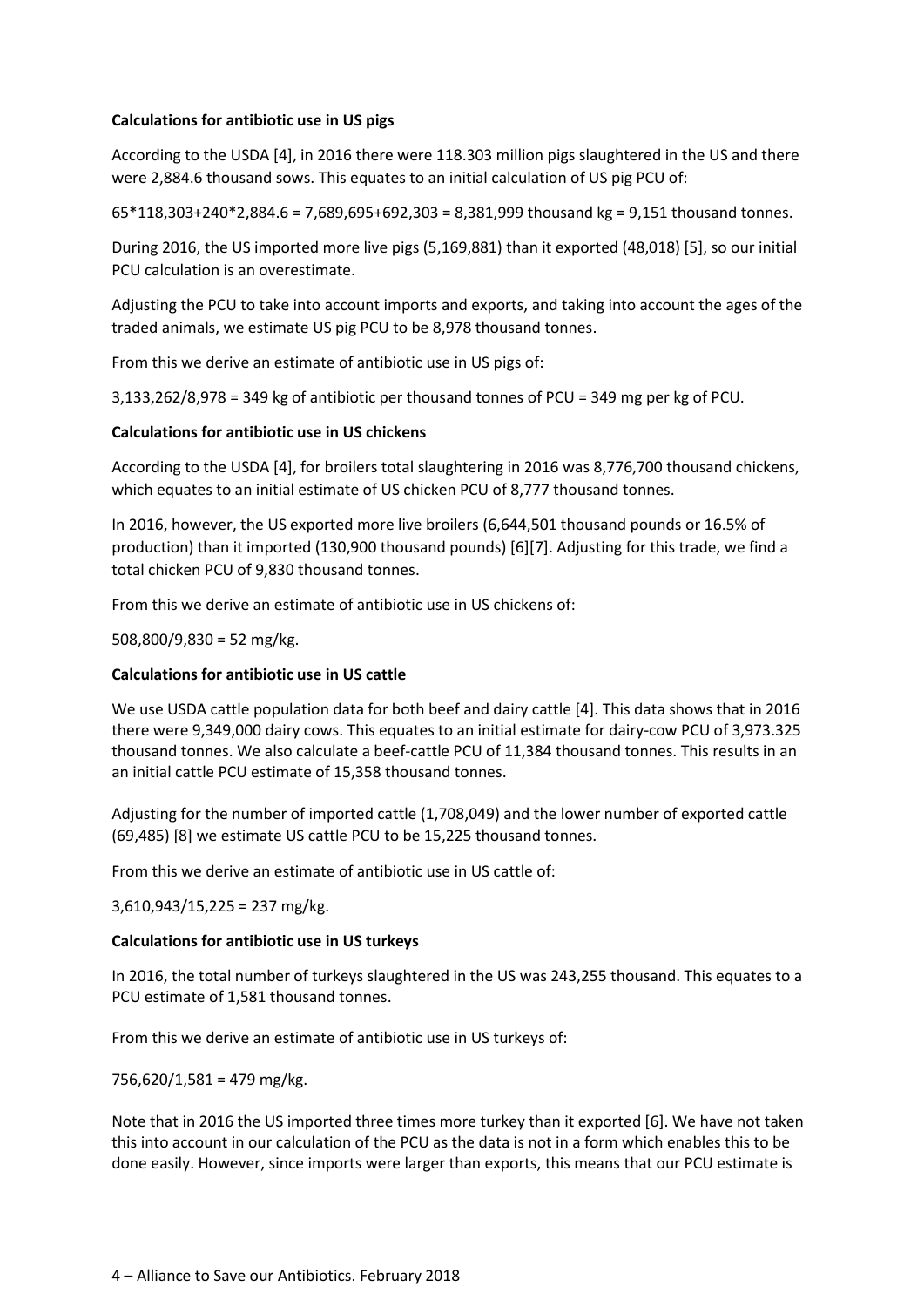**Calculations for antibiotic use in US pigs**

According to the USDA [4], in 2016 there were 118.303 million pigs slaughtered in the US and there were 2,884.6 thousand sows. This equates to an initial calculation of US pig PCU of:

65*118,303+240*2,884.6 = 7,689,695+692,303 = 8,381,999 thousand kg = 9,151 thousand tonnes.

During 2016, the US imported more live pigs (5,169,881) than it exported (48,018) [5], so our initial PCU calculation is an overestimate.

Adjusting the PCU to take into account imports and exports, and taking into account the ages of the traded animals, we estimate US pig PCU to be 8,978 thousand tonnes.

From this we derive an estimate of antibiotic use in US pigs of:

3,133,262/8,978 = 349 kg of antibiotic per thousand tonnes of PCU = 349 mg per kg of PCU.

**Calculations for antibiotic use in US chickens**

According to the USDA [4], for broilers total slaughtering in 2016 was 8,776,700 thousand chickens, which equates to an initial estimate of US chicken PCU of 8,777 thousand tonnes.

In 2016, however, the US exported more live broilers (6,644,501 thousand pounds or 16.5% of production) than it imported (130,900 thousand pounds) [6][7]. Adjusting for this trade, we find a total chicken PCU of 9,830 thousand tonnes.

From this we derive an estimate of antibiotic use in US chickens of:

508,800/9,830 = 52 mg/kg.

**Calculations for antibiotic use in US cattle**

We use USDA cattle population data for both beef and dairy cattle [4]. This data shows that in 2016 there were 9,349,000 dairy cows. This equates to an initial estimate for dairy-cow PCU of 3,973.325 thousand tonnes. We also calculate a beef-cattle PCU of 11,384 thousand tonnes. This results in an an initial cattle PCU estimate of 15,358 thousand tonnes.

Adjusting for the number of imported cattle (1,708,049) and the lower number of exported cattle (69,485) [8] we estimate US cattle PCU to be 15,225 thousand tonnes.

From this we derive an estimate of antibiotic use in US cattle of:

3,610,943/15,225 = 237 mg/kg.

**Calculations for antibiotic use in US turkeys**

In 2016, the total number of turkeys slaughtered in the US was 243,255 thousand. This equates to a PCU estimate of 1,581 thousand tonnes.

From this we derive an estimate of antibiotic use in US turkeys of:

756,620/1,581 = 479 mg/kg.

Note that in 2016 the US imported three times more turkey than it exported [6]. We have not taken this into account in our calculation of the PCU as the data is not in a form which enables this to be done easily. However, since imports were larger than exports, this means that our PCU estimate is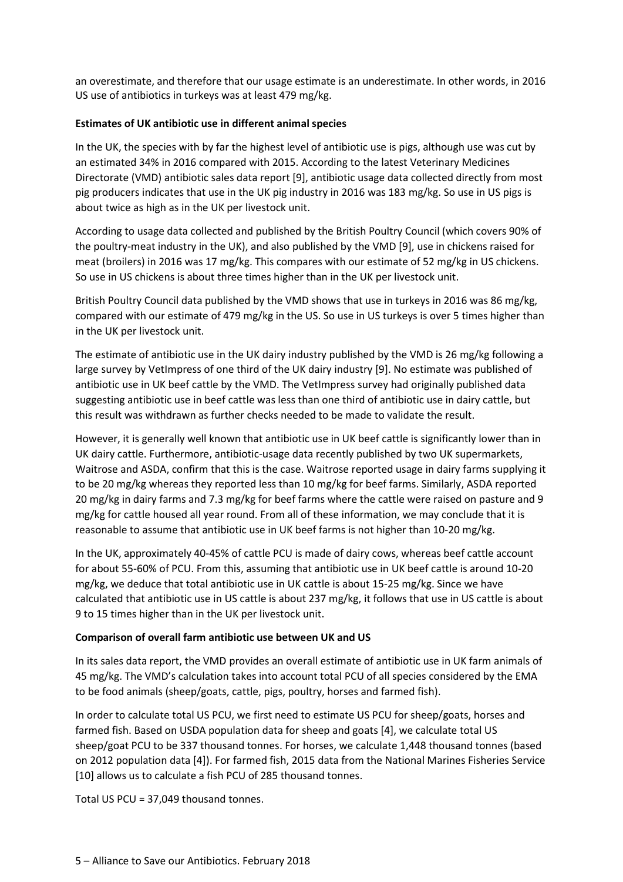an overestimate, and therefore that our usage estimate is an underestimate. In other words, in 2016 US use of antibiotics in turkeys was at least 479 mg/kg.

**Estimates of UK antibiotic use in different animal species**

In the UK, the species with by far the highest level of antibiotic use is pigs, although use was cut by an estimated 34% in 2016 compared with 2015. According to the latest Veterinary Medicines Directorate (VMD) antibiotic sales data report [9], antibiotic usage data collected directly from most pig producers indicates that use in the UK pig industry in 2016 was 183 mg/kg. So use in US pigs is about twice as high as in the UK per livestock unit.

According to usage data collected and published by the British Poultry Council (which covers 90% of the poultry-meat industry in the UK), and also published by the VMD [9], use in chickens raised for meat (broilers) in 2016 was 17 mg/kg. This compares with our estimate of 52 mg/kg in US chickens. So use in US chickens is about three times higher than in the UK per livestock unit.

British Poultry Council data published by the VMD shows that use in turkeys in 2016 was 86 mg/kg, compared with our estimate of 479 mg/kg in the US. So use in US turkeys is over 5 times higher than in the UK per livestock unit.

The estimate of antibiotic use in the UK dairy industry published by the VMD is 26 mg/kg following a large survey by VetImpress of one third of the UK dairy industry [9]. No estimate was published of antibiotic use in UK beef cattle by the VMD. The VetImpress survey had originally published data suggesting antibiotic use in beef cattle was less than one third of antibiotic use in dairy cattle, but this result was withdrawn as further checks needed to be made to validate the result.

However, it is generally well known that antibiotic use in UK beef cattle is significantly lower than in UK dairy cattle. Furthermore, antibiotic-usage data recently published by two UK supermarkets, Waitrose and ASDA, confirm that this is the case. Waitrose reported usage in dairy farms supplying it to be 20 mg/kg whereas they reported less than 10 mg/kg for beef farms. Similarly, ASDA reported 20 mg/kg in dairy farms and 7.3 mg/kg for beef farms where the cattle were raised on pasture and 9 mg/kg for cattle housed all year round. From all of these information, we may conclude that it is reasonable to assume that antibiotic use in UK beef farms is not higher than 10-20 mg/kg.

In the UK, approximately 40-45% of cattle PCU is made of dairy cows, whereas beef cattle account for about 55-60% of PCU. From this, assuming that antibiotic use in UK beef cattle is around 10-20 mg/kg, we deduce that total antibiotic use in UK cattle is about 15-25 mg/kg. Since we have calculated that antibiotic use in US cattle is about 237 mg/kg, it follows that use in US cattle is about 9 to 15 times higher than in the UK per livestock unit.

**Comparison of overall farm antibiotic use between UK and US**

In its sales data report, the VMD provides an overall estimate of antibiotic use in UK farm animals of 45 mg/kg. The VMD's calculation takes into account total PCU of all species considered by the EMA to be food animals (sheep/goats, cattle, pigs, poultry, horses and farmed fish).

In order to calculate total US PCU, we first need to estimate US PCU for sheep/goats, horses and farmed fish. Based on USDA population data for sheep and goats [4], we calculate total US sheep/goat PCU to be 337 thousand tonnes. For horses, we calculate 1,448 thousand tonnes (based on 2012 population data [4]). For farmed fish, 2015 data from the National Marines Fisheries Service [10] allows us to calculate a fish PCU of 285 thousand tonnes.

Total US PCU = 37,049 thousand tonnes.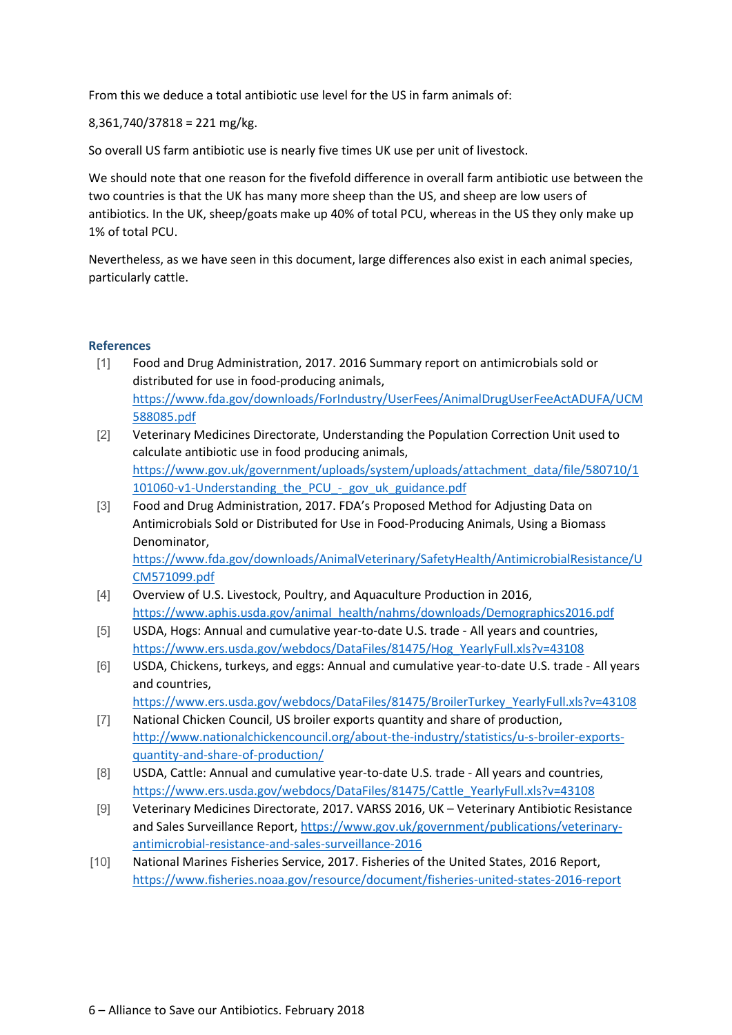From this we deduce a total antibiotic use level for the US in farm animals of:

8,361,740/37818 = 221 mg/kg.

So overall US farm antibiotic use is nearly five times UK use per unit of livestock.

We should note that one reason for the fivefold difference in overall farm antibiotic use between the two countries is that the UK has many more sheep than the US, and sheep are low users of antibiotics. In the UK, sheep/goats make up 40% of total PCU, whereas in the US they only make up 1% of total PCU.

Nevertheless, as we have seen in this document, large differences also exist in each animal species, particularly cattle.

### References

[1] Food and Drug Administration, 2017. 2016 Summary report on antimicrobials sold or distributed for use in food-producing animals, https://www.fda.gov/downloads/ForIndustry/UserFees/AnimalDrugUserFeeActADUFA/UCM588085.pdf

[2] Veterinary Medicines Directorate, Understanding the Population Correction Unit used to calculate antibiotic use in food producing animals, https://www.gov.uk/government/uploads/system/uploads/attachment_data/file/580710/1101060-v1-Understanding_the_PCU_-_gov_uk_guidance.pdf

[3] Food and Drug Administration, 2017. FDA's Proposed Method for Adjusting Data on Antimicrobials Sold or Distributed for Use in Food-Producing Animals, Using a Biomass Denominator, https://www.fda.gov/downloads/AnimalVeterinary/SafetyHealth/AntimicrobialResistance/UCM571099.pdf

[4] Overview of U.S. Livestock, Poultry, and Aquaculture Production in 2016, https://www.aphis.usda.gov/animal_health/nahms/downloads/Demographics2016.pdf

[5] USDA, Hogs: Annual and cumulative year-to-date U.S. trade - All years and countries, https://www.ers.usda.gov/webdocs/DataFiles/81475/Hog_YearlyFull.xls?v=43108

[6] USDA, Chickens, turkeys, and eggs: Annual and cumulative year-to-date U.S. trade - All years and countries, https://www.ers.usda.gov/webdocs/DataFiles/81475/BroilerTurkey_YearlyFull.xls?v=43108

[7] National Chicken Council, US broiler exports quantity and share of production, http://www.nationalchickencouncil.org/about-the-industry/statistics/u-s-broiler-exports-quantity-and-share-of-production/

[8] USDA, Cattle: Annual and cumulative year-to-date U.S. trade - All years and countries, https://www.ers.usda.gov/webdocs/DataFiles/81475/Cattle_YearlyFull.xls?v=43108

[9] Veterinary Medicines Directorate, 2017. VARSS 2016, UK – Veterinary Antibiotic Resistance and Sales Surveillance Report, https://www.gov.uk/government/publications/veterinary-antimicrobial-resistance-and-sales-surveillance-2016

[10] National Marines Fisheries Service, 2017. Fisheries of the United States, 2016 Report, https://www.fisheries.noaa.gov/resource/document/fisheries-united-states-2016-report